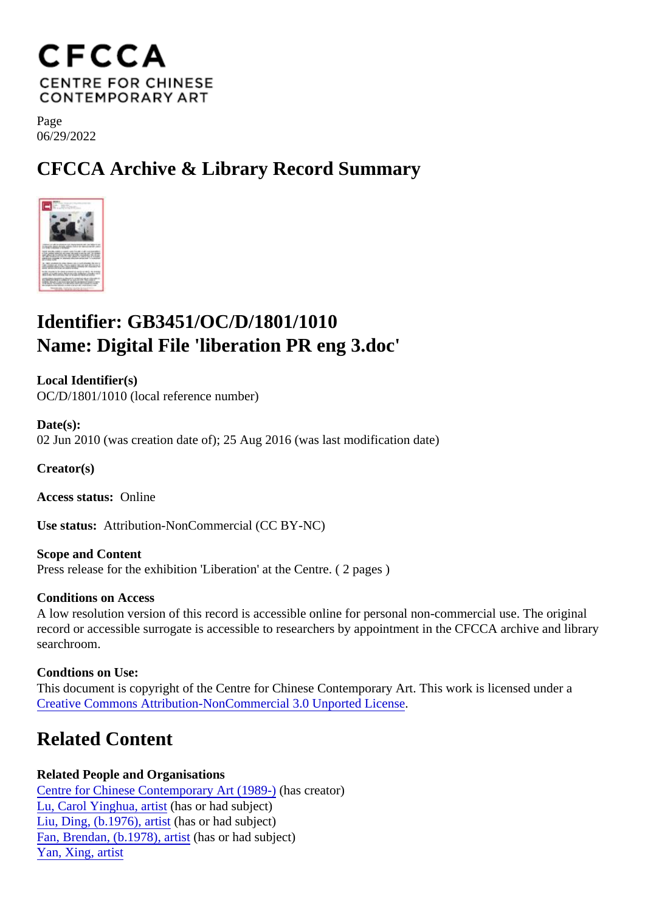# CFCCA Archive & Library Record Summary

## Identifier: GB3451/OC/D/1801/1010
## Name: Digital File 'liberation PR eng 3.doc'

**Local Identifier(s)**
OC/D/1801/1010 (local reference number)

**Date(s):**
02 Jun 2010 (was creation date of); 25 Aug 2016 (was last modification date)

**Creator(s)**

**Access status:** Online

**Use status:** Attribution-NonCommercial (CC BY-NC)

**Scope and Content**
Press release for the exhibition 'Liberation' at the Centre. ( 2 pages )

**Conditions on Access**
A low resolution version of this record is accessible online for personal non-commercial use. The original record or accessible surrogate is accessible to researchers by appointment in the CFCCA archive and library searchroom.

**Condtions on Use:**
This document is copyright of the Centre for Chinese Contemporary Art. This work is licensed under a Creative Commons Attribution-NonCommercial 3.0 Unported License.

# Related Content

**Related People and Organisations**
Centre for Chinese Contemporary Art (1989-) (has creator)
Lu, Carol Yinghua, artist (has or had subject)
Liu, Ding, (b.1976), artist (has or had subject)
Fan, Brendan, (b.1978), artist (has or had subject)
Yan, Xing, artist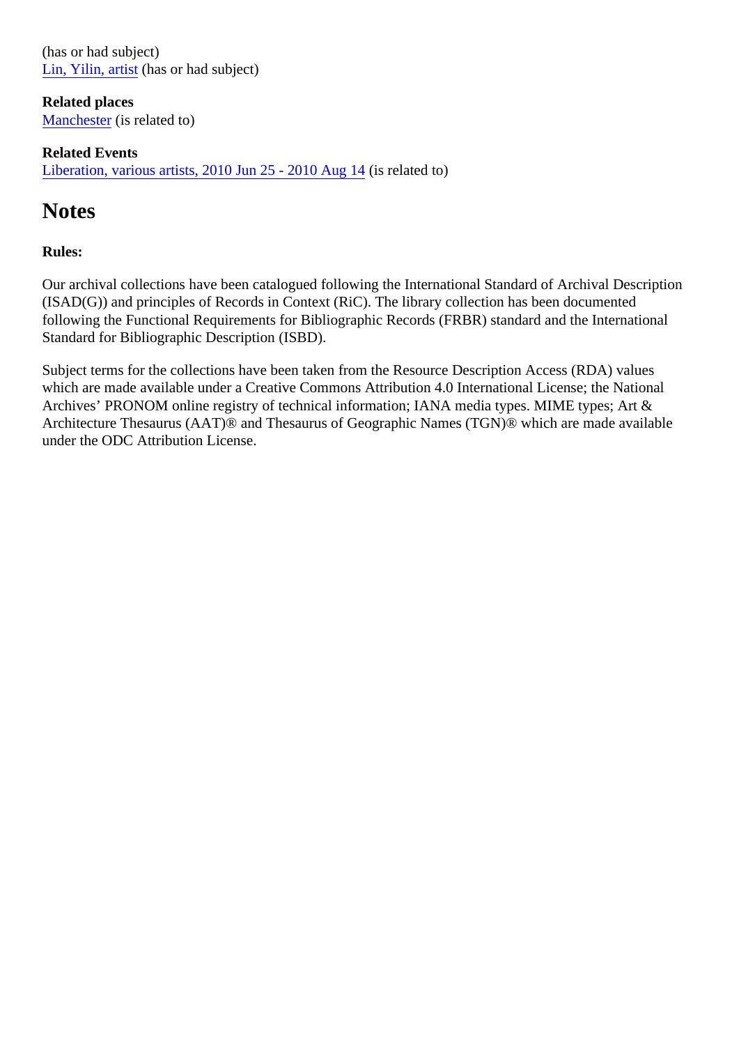(has or had subject)
Lin, Yilin, artist (has or had subject)

**Related places**
Manchester (is related to)

**Related Events**
Liberation, various artists, 2010 Jun 25 - 2010 Aug 14 (is related to)

## Notes

**Rules:**

Our archival collections have been catalogued following the International Standard of Archival Description (ISAD(G)) and principles of Records in Context (RiC). The library collection has been documented following the Functional Requirements for Bibliographic Records (FRBR) standard and the International Standard for Bibliographic Description (ISBD).

Subject terms for the collections have been taken from the Resource Description Access (RDA) values which are made available under a Creative Commons Attribution 4.0 International License; the National Archives' PRONOM online registry of technical information; IANA media types. MIME types; Art & Architecture Thesaurus (AAT)® and Thesaurus of Geographic Names (TGN)® which are made available under the ODC Attribution License.